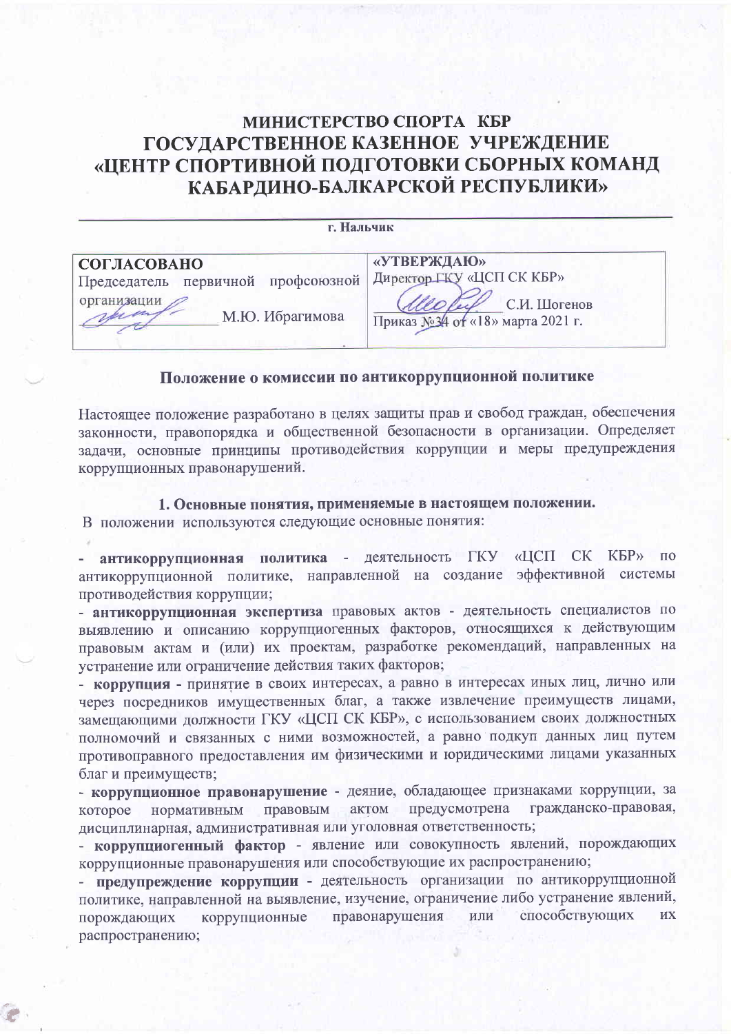# МИНИСТЕРСТВО СПОРТА КБР
# ГОСУДАРСТВЕННОЕ КАЗЕННОЕ УЧРЕЖДЕНИЕ «ЦЕНТР СПОРТИВНОЙ ПОДГОТОВКИ СБОРНЫХ КОМАНД КАБАРДИНО-БАЛКАРСКОЙ РЕСПУБЛИКИ»

г. Нальчик

| **СОГЛАСОВАНО** | **«УТВЕРЖДАЮ»** |
| --- | --- |
| Председатель первичной профсоюзной организации | Директор ГКУ «ЦСП СК КБР» |
| ____________ М.Ю. Ибрагимова | ____________ С.И. Шогенов |
| | Приказ №34 от «18» марта 2021 г. |

## Положение о комиссии по антикоррупционной политике

Настоящее положение разработано в целях защиты прав и свобод граждан, обеспечения законности, правопорядка и общественной безопасности в организации. Определяет задачи, основные принципы противодействия коррупции и меры предупреждения коррупционных правонарушений.

### 1. Основные понятия, применяемые в настоящем положении.

В положении используются следующие основные понятия:

- **антикоррупционная политика** - деятельность ГКУ «ЦСП СК КБР» по антикоррупционной политике, направленной на создание эффективной системы противодействия коррупции;
- **антикоррупционная экспертиза** правовых актов - деятельность специалистов по выявлению и описанию коррупциогенных факторов, относящихся к действующим правовым актам и (или) их проектам, разработке рекомендаций, направленных на устранение или ограничение действия таких факторов;
- **коррупция -** принятие в своих интересах, а равно в интересах иных лиц, лично или через посредников имущественных благ, а также извлечение преимуществ лицами, замещающими должности ГКУ «ЦСП СК КБР», с использованием своих должностных полномочий и связанных с ними возможностей, а равно подкуп данных лиц путем противоправного предоставления им физическими и юридическими лицами указанных благ и преимуществ;
- **коррупционное правонарушение** - деяние, обладающее признаками коррупции, за которое нормативным правовым актом предусмотрена гражданско-правовая, дисциплинарная, административная или уголовная ответственность;
- **коррупциогенный фактор** - явление или совокупность явлений, порождающих коррупционные правонарушения или способствующие их распространению;
- **предупреждение коррупции -** деятельность организации по антикоррупционной политике, направленной на выявление, изучение, ограничение либо устранение явлений, порождающих коррупционные правонарушения или способствующих их распространению;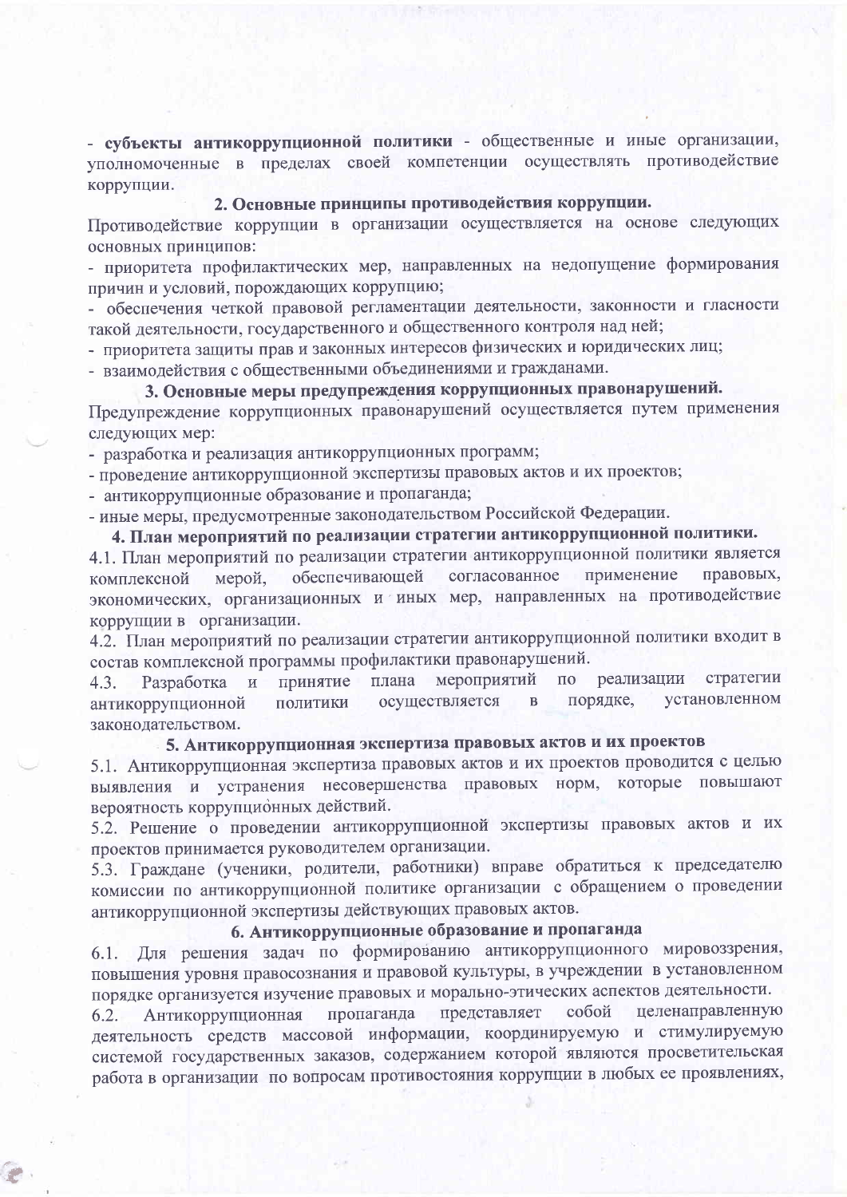- **субъекты антикоррупционной политики** - общественные и иные организации, уполномоченные в пределах своей компетенции осуществлять противодействие коррупции.

## 2. Основные принципы противодействия коррупции.

Противодействие коррупции в организации осуществляется на основе следующих основных принципов:

- приоритета профилактических мер, направленных на недопущение формирования причин и условий, порождающих коррупцию;
- обеспечения четкой правовой регламентации деятельности, законности и гласности такой деятельности, государственного и общественного контроля над ней;
- приоритета защиты прав и законных интересов физических и юридических лиц;
- взаимодействия с общественными объединениями и гражданами.

## 3. Основные меры предупреждения коррупционных правонарушений.

Предупреждение коррупционных правонарушений осуществляется путем применения следующих мер:

- разработка и реализация антикоррупционных программ;
- проведение антикоррупционной экспертизы правовых актов и их проектов;
- антикоррупционные образование и пропаганда;
- иные меры, предусмотренные законодательством Российской Федерации.

## 4. План мероприятий по реализации стратегии антикоррупционной политики.

4.1. План мероприятий по реализации стратегии антикоррупционной политики является комплексной мерой, обеспечивающей согласованное применение правовых, экономических, организационных и иных мер, направленных на противодействие коррупции в организации.

4.2. План мероприятий по реализации стратегии антикоррупционной политики входит в состав комплексной программы профилактики правонарушений.

4.3. Разработка и принятие плана мероприятий по реализации стратегии антикоррупционной политики осуществляется в порядке, установленном законодательством.

## 5. Антикоррупционная экспертиза правовых актов и их проектов

5.1. Антикоррупционная экспертиза правовых актов и их проектов проводится с целью выявления и устранения несовершенства правовых норм, которые повышают вероятность коррупционных действий.

5.2. Решение о проведении антикоррупционной экспертизы правовых актов и их проектов принимается руководителем организации.

5.3. Граждане (ученики, родители, работники) вправе обратиться к председателю комиссии по антикоррупционной политике организации с обращением о проведении антикоррупционной экспертизы действующих правовых актов.

## 6. Антикоррупционные образование и пропаганда

6.1. Для решения задач по формированию антикоррупционного мировоззрения, повышения уровня правосознания и правовой культуры, в учреждении в установленном порядке организуется изучение правовых и морально-этических аспектов деятельности.

6.2. Антикоррупционная пропаганда представляет собой целенаправленную деятельность средств массовой информации, координируемую и стимулируемую системой государственных заказов, содержанием которой являются просветительская работа в организации по вопросам противостояния коррупции в любых ее проявлениях,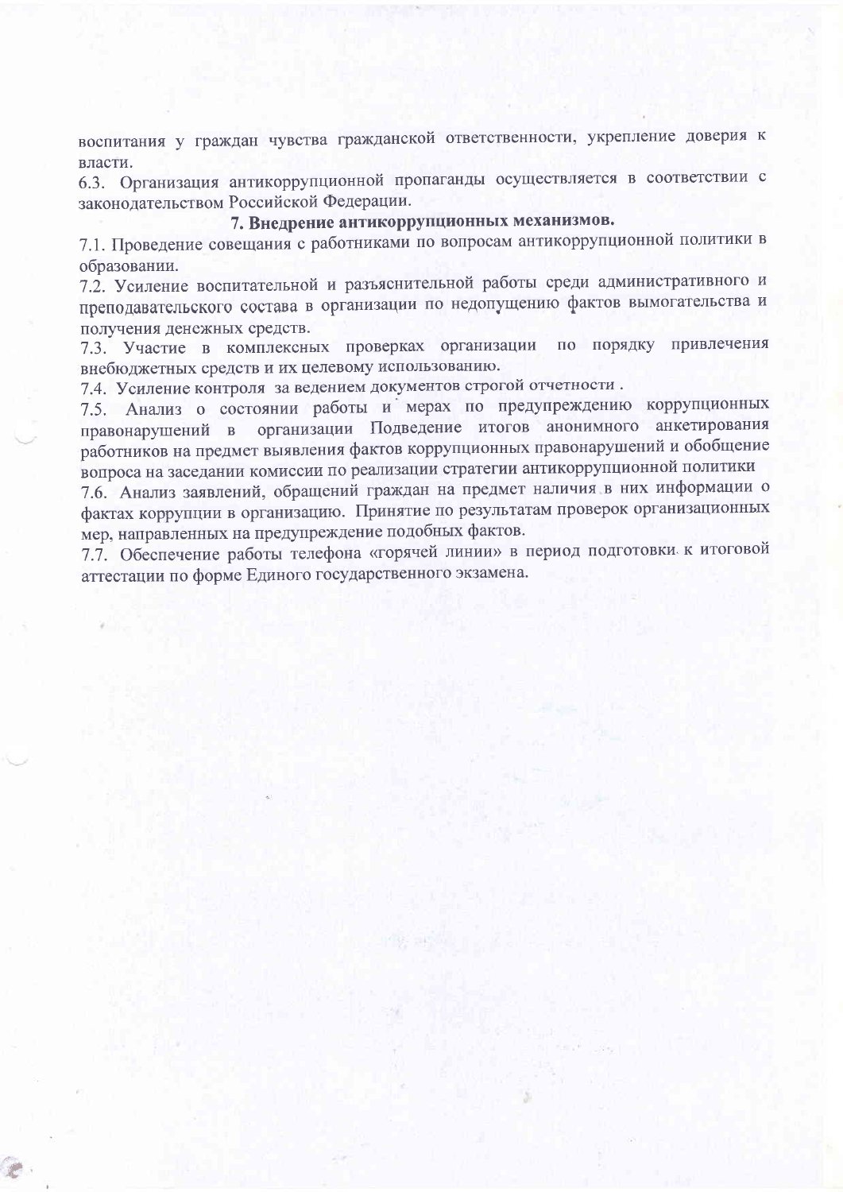воспитания у граждан чувства гражданской ответственности, укрепление доверия к власти.

6.3. Организация антикоррупционной пропаганды осуществляется в соответствии с законодательством Российской Федерации.

## 7. Внедрение антикоррупционных механизмов.

7.1. Проведение совещания с работниками по вопросам антикоррупционной политики в образовании.

7.2. Усиление воспитательной и разъяснительной работы среди административного и преподавательского состава в организации по недопущению фактов вымогательства и получения денежных средств.

7.3. Участие в комплексных проверках организации по порядку привлечения внебюджетных средств и их целевому использованию.

7.4. Усиление контроля за ведением документов строгой отчетности .

7.5. Анализ о состоянии работы и мерах по предупреждению коррупционных правонарушений в организации Подведение итогов анонимного анкетирования работников на предмет выявления фактов коррупционных правонарушений и обобщение вопроса на заседании комиссии по реализации стратегии антикоррупционной политики

7.6. Анализ заявлений, обращений граждан на предмет наличия в них информации о фактах коррупции в организацию. Принятие по результатам проверок организационных мер, направленных на предупреждение подобных фактов.

7.7. Обеспечение работы телефона «горячей линии» в период подготовки к итоговой аттестации по форме Единого государственного экзамена.